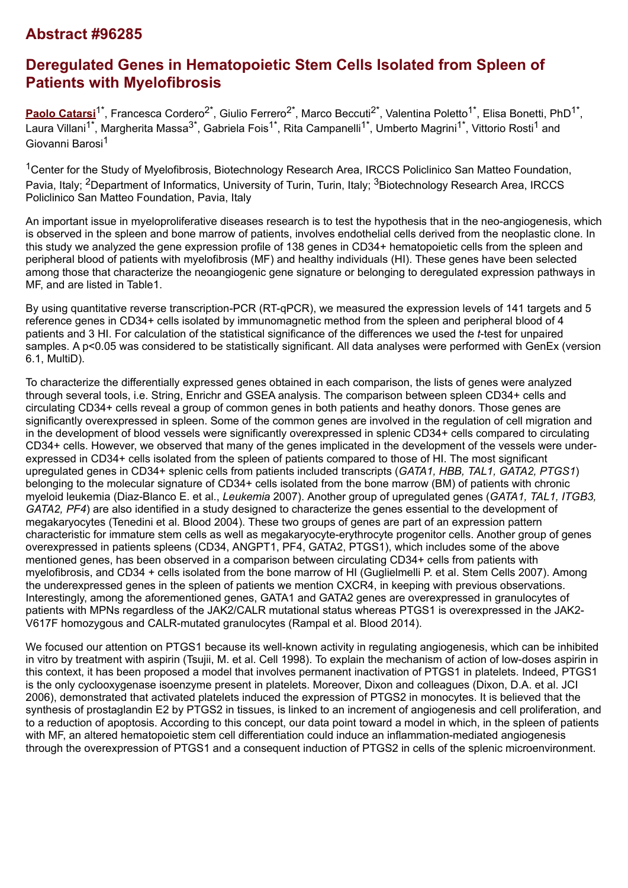## Abstract #96285

# Deregulated Genes in Hematopoietic Stem Cells Isolated from Spleen of Patients with Myelofibrosis

**Paolo Catarsi**[1*], Francesca Cordero[2*], Giulio Ferrero[2*], Marco Beccuti[2*], Valentina Poletto[1*], Elisa Bonetti, PhD[1*], Laura Villani[1*], Margherita Massa[3*], Gabriela Fois[1*], Rita Campanelli[1*], Umberto Magrini[1*], Vittorio Rosti[1] and Giovanni Barosi[1]

[1]Center for the Study of Myelofibrosis, Biotechnology Research Area, IRCCS Policlinico San Matteo Foundation, Pavia, Italy; [2]Department of Informatics, University of Turin, Turin, Italy; [3]Biotechnology Research Area, IRCCS Policlinico San Matteo Foundation, Pavia, Italy

An important issue in myeloproliferative diseases research is to test the hypothesis that in the neo-angiogenesis, which is observed in the spleen and bone marrow of patients, involves endothelial cells derived from the neoplastic clone. In this study we analyzed the gene expression profile of 138 genes in CD34+ hematopoietic cells from the spleen and peripheral blood of patients with myelofibrosis (MF) and healthy individuals (HI). These genes have been selected among those that characterize the neoangiogenic gene signature or belonging to deregulated expression pathways in MF, and are listed in Table1.

By using quantitative reverse transcription-PCR (RT-qPCR), we measured the expression levels of 141 targets and 5 reference genes in CD34+ cells isolated by immunomagnetic method from the spleen and peripheral blood of 4 patients and 3 HI. For calculation of the statistical significance of the differences we used the *t*-test for unpaired samples. A $p<0.05$ was considered to be statistically significant. All data analyses were performed with GenEx (version 6.1, MultiD).

To characterize the differentially expressed genes obtained in each comparison, the lists of genes were analyzed through several tools, i.e. String, Enrichr and GSEA analysis. The comparison between spleen CD34+ cells and circulating CD34+ cells reveal a group of common genes in both patients and heathy donors. Those genes are significantly overexpressed in spleen. Some of the common genes are involved in the regulation of cell migration and in the development of blood vessels were significantly overexpressed in splenic CD34+ cells compared to circulating CD34+ cells. However, we observed that many of the genes implicated in the development of the vessels were under-expressed in CD34+ cells isolated from the spleen of patients compared to those of HI. The most significant upregulated genes in CD34+ splenic cells from patients included transcripts (*GATA1, HBB, TAL1, GATA2, PTGS1*) belonging to the molecular signature of CD34+ cells isolated from the bone marrow (BM) of patients with chronic myeloid leukemia (Diaz-Blanco E. et al., *Leukemia* 2007). Another group of upregulated genes (*GATA1, TAL1, ITGB3, GATA2, PF4*) are also identified in a study designed to characterize the genes essential to the development of megakaryocytes (Tenedini et al. Blood 2004). These two groups of genes are part of an expression pattern characteristic for immature stem cells as well as megakaryocyte-erythrocyte progenitor cells. Another group of genes overexpressed in patients spleens (CD34, ANGPT1, PF4, GATA2, PTGS1), which includes some of the above mentioned genes, has been observed in a comparison between circulating CD34+ cells from patients with myelofibrosis, and CD34 + cells isolated from the bone marrow of HI (Guglielmelli P. et al. Stem Cells 2007). Among the underexpressed genes in the spleen of patients we mention CXCR4, in keeping with previous observations. Interestingly, among the aforementioned genes, GATA1 and GATA2 genes are overexpressed in granulocytes of patients with MPNs regardless of the JAK2/CALR mutational status whereas PTGS1 is overexpressed in the JAK2-V617F homozygous and CALR-mutated granulocytes (Rampal et al. Blood 2014).

We focused our attention on PTGS1 because its well-known activity in regulating angiogenesis, which can be inhibited in vitro by treatment with aspirin (Tsujii, M. et al. Cell 1998). To explain the mechanism of action of low-doses aspirin in this context, it has been proposed a model that involves permanent inactivation of PTGS1 in platelets. Indeed, PTGS1 is the only cyclooxygenase isoenzyme present in platelets. Moreover, Dixon and colleagues (Dixon, D.A. et al. JCI 2006), demonstrated that activated platelets induced the expression of PTGS2 in monocytes. It is believed that the synthesis of prostaglandin E2 by PTGS2 in tissues, is linked to an increment of angiogenesis and cell proliferation, and to a reduction of apoptosis. According to this concept, our data point toward a model in which, in the spleen of patients with MF, an altered hematopoietic stem cell differentiation could induce an inflammation-mediated angiogenesis through the overexpression of PTGS1 and a consequent induction of PTGS2 in cells of the splenic microenvironment.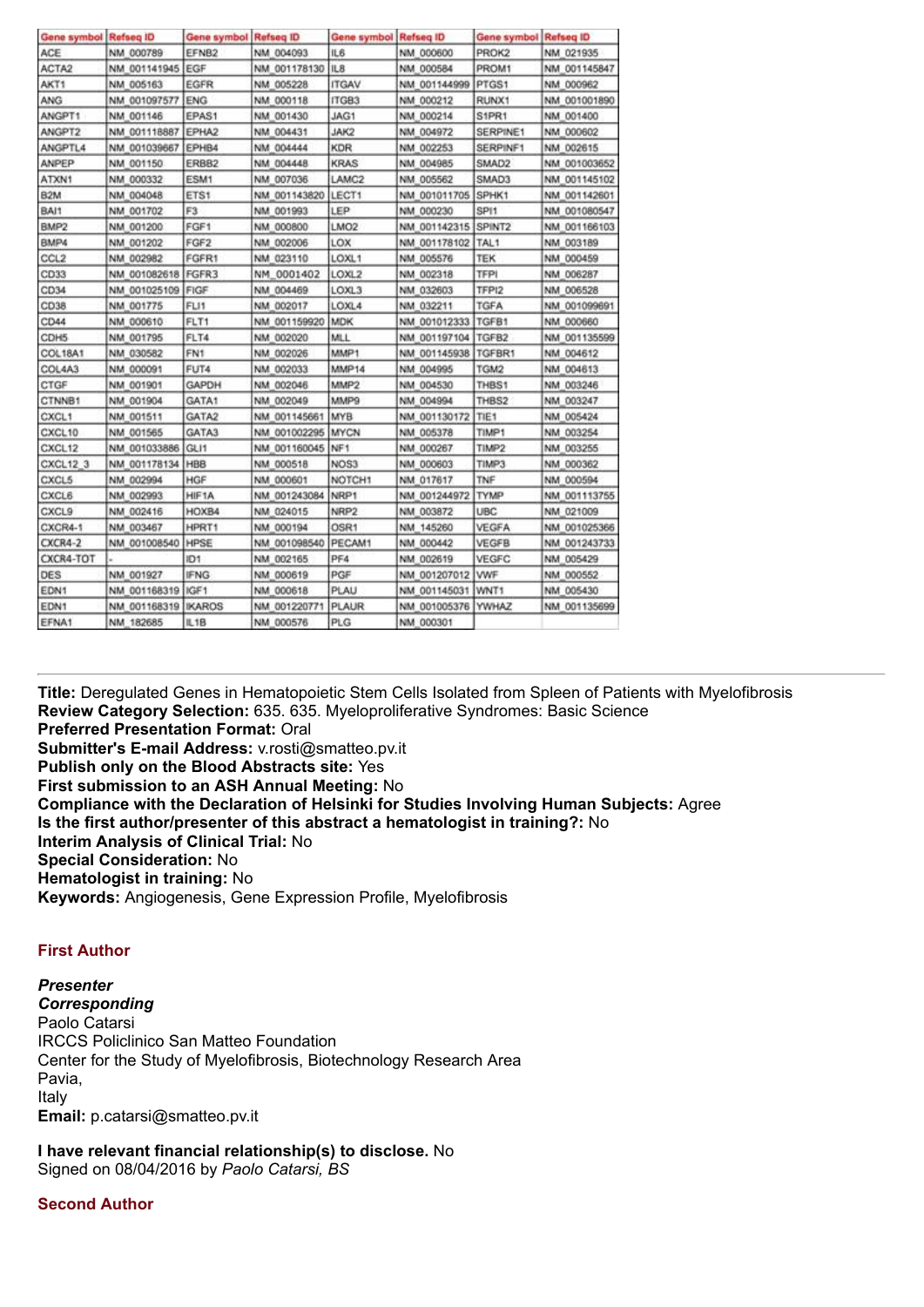| Gene symbol | Refseq ID | Gene symbol | Refseq ID | Gene symbol | Refseq ID | Gene symbol | Refseq ID |
|---|---|---|---|---|---|---|---|
| ACE | NM_000789 | EFNB2 | NM_004093 | IL6 | NM_000600 | PROK2 | NM_021935 |
| ACTA2 | NM_001141945 | EGF | NM_001178130 | IL8 | NM_000584 | PROM1 | NM_001145847 |
| AKT1 | NM_005163 | EGFR | NM_005228 | ITGAV | NM_001144999 | PTGS1 | NM_000962 |
| ANG | NM_001097577 | ENG | NM_000118 | ITGB3 | NM_000212 | RUNX1 | NM_001001890 |
| ANGPT1 | NM_001146 | EPAS1 | NM_001430 | JAG1 | NM_000214 | S1PR1 | NM_001400 |
| ANGPT2 | NM_001118887 | EPHA2 | NM_004431 | JAK2 | NM_004972 | SERPINE1 | NM_000602 |
| ANGPTL4 | NM_001039667 | EPHB4 | NM_004444 | KDR | NM_002253 | SERPINF1 | NM_002615 |
| ANPEP | NM_001150 | ERBB2 | NM_004448 | KRAS | NM_004985 | SMAD2 | NM_001003652 |
| ATXN1 | NM_000332 | ESM1 | NM_007036 | LAMC2 | NM_005562 | SMAD3 | NM_001145102 |
| B2M | NM_004048 | ETS1 | NM_001143820 | LECT1 | NM_001011705 | SPHK1 | NM_001142601 |
| BAI1 | NM_001702 | F3 | NM_001993 | LEP | NM_000230 | SPI1 | NM_001080547 |
| BMP2 | NM_001200 | FGF1 | NM_000800 | LMO2 | NM_001142315 | SPINT2 | NM_001166103 |
| BMP4 | NM_001202 | FGF2 | NM_002006 | LOX | NM_001178102 | TAL1 | NM_003189 |
| CCL2 | NM_002982 | FGFR1 | NM_023110 | LOXL1 | NM_005576 | TEK | NM_000459 |
| CD33 | NM_001082618 | FGFR3 | NM_0001402 | LOXL2 | NM_002318 | TFPI | NM_006287 |
| CD34 | NM_001025109 | FIGF | NM_004469 | LOXL3 | NM_032603 | TFPI2 | NM_006528 |
| CD38 | NM_001775 | FLI1 | NM_002017 | LOXL4 | NM_032211 | TGFA | NM_001099691 |
| CD44 | NM_000610 | FLT1 | NM_001159920 | MDK | NM_001012333 | TGFB1 | NM_000660 |
| CDH5 | NM_001795 | FLT4 | NM_002020 | MLL | NM_001197104 | TGFB2 | NM_001135599 |
| COL18A1 | NM_030582 | FN1 | NM_002026 | MMP1 | NM_001145938 | TGFBR1 | NM_004612 |
| COL4A3 | NM_000091 | FUT4 | NM_002033 | MMP14 | NM_004995 | TGM2 | NM_004613 |
| CTGF | NM_001901 | GAPDH | NM_002046 | MMP2 | NM_004530 | THBS1 | NM_003246 |
| CTNNB1 | NM_001904 | GATA1 | NM_002049 | MMP9 | NM_004994 | THBS2 | NM_003247 |
| CXCL1 | NM_001511 | GATA2 | NM_001145661 | MYB | NM_001130172 | TIE1 | NM_005424 |
| CXCL10 | NM_001565 | GATA3 | NM_001002295 | MYCN | NM_005378 | TIMP1 | NM_003254 |
| CXCL12 | NM_001033886 | GLI1 | NM_001160045 | NF1 | NM_000267 | TIMP2 | NM_003255 |
| CXCL12_3 | NM_001178134 | HBB | NM_000518 | NOS3 | NM_000603 | TIMP3 | NM_000362 |
| CXCL5 | NM_002994 | HGF | NM_000601 | NOTCH1 | NM_017617 | TNF | NM_000594 |
| CXCL6 | NM_002993 | HIF1A | NM_001243084 | NRP1 | NM_001244972 | TYMP | NM_001113755 |
| CXCL9 | NM_002416 | HOXB4 | NM_024015 | NRP2 | NM_003872 | UBC | NM_021009 |
| CXCR4-1 | NM_003467 | HPRT1 | NM_000194 | OSR1 | NM_145260 | VEGFA | NM_001025366 |
| CXCR4-2 | NM_001008540 | HPSE | NM_001098540 | PECAM1 | NM_000442 | VEGFB | NM_001243733 |
| CXCR4-TOT | - | ID1 | NM_002165 | PF4 | NM_002619 | VEGFC | NM_005429 |
| DES | NM_001927 | IFNG | NM_000619 | PGF | NM_001207012 | VWF | NM_000552 |
| EDN1 | NM_001168319 | IGF1 | NM_000618 | PLAU | NM_001145031 | WNT1 | NM_005430 |
| EDN1 | NM_001168319 | IKAROS | NM_001220771 | PLAUR | NM_001005376 | YWHAZ | NM_001135699 |
| EFNA1 | NM_182685 | IL1B | NM_000576 | PLG | NM_000301 | | |

---

**Title:** Deregulated Genes in Hematopoietic Stem Cells Isolated from Spleen of Patients with Myelofibrosis
**Review Category Selection:** 635. 635. Myeloproliferative Syndromes: Basic Science
**Preferred Presentation Format:** Oral
**Submitter's E-mail Address:** v.rosti@smatteo.pv.it
**Publish only on the Blood Abstracts site:** Yes
**First submission to an ASH Annual Meeting:** No
**Compliance with the Declaration of Helsinki for Studies Involving Human Subjects:** Agree
**Is the first author/presenter of this abstract a hematologist in training?:** No
**Interim Analysis of Clinical Trial:** No
**Special Consideration:** No
**Hematologist in training:** No
**Keywords:** Angiogenesis, Gene Expression Profile, Myelofibrosis

## First Author

***Presenter***
***Corresponding***
Paolo Catarsi
IRCCS Policlinico San Matteo Foundation
Center for the Study of Myelofibrosis, Biotechnology Research Area
Pavia,
Italy
**Email:** p.catarsi@smatteo.pv.it

**I have relevant financial relationship(s) to disclose.** No
Signed on 08/04/2016 by *Paolo Catarsi, BS*

## Second Author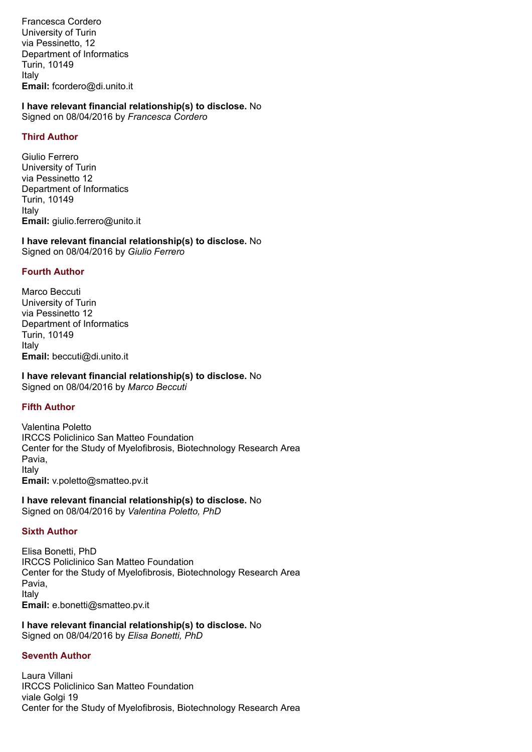Francesca Cordero
University of Turin
via Pessinetto, 12
Department of Informatics
Turin, 10149
Italy
**Email:** fcordero@di.unito.it

**I have relevant financial relationship(s) to disclose.** No
Signed on 08/04/2016 by *Francesca Cordero*

### Third Author

Giulio Ferrero
University of Turin
via Pessinetto 12
Department of Informatics
Turin, 10149
Italy
**Email:** giulio.ferrero@unito.it

**I have relevant financial relationship(s) to disclose.** No
Signed on 08/04/2016 by *Giulio Ferrero*

### Fourth Author

Marco Beccuti
University of Turin
via Pessinetto 12
Department of Informatics
Turin, 10149
Italy
**Email:** beccuti@di.unito.it

**I have relevant financial relationship(s) to disclose.** No
Signed on 08/04/2016 by *Marco Beccuti*

### Fifth Author

Valentina Poletto
IRCCS Policlinico San Matteo Foundation
Center for the Study of Myelofibrosis, Biotechnology Research Area
Pavia,
Italy
**Email:** v.poletto@smatteo.pv.it

**I have relevant financial relationship(s) to disclose.** No
Signed on 08/04/2016 by *Valentina Poletto, PhD*

### Sixth Author

Elisa Bonetti, PhD
IRCCS Policlinico San Matteo Foundation
Center for the Study of Myelofibrosis, Biotechnology Research Area
Pavia,
Italy
**Email:** e.bonetti@smatteo.pv.it

**I have relevant financial relationship(s) to disclose.** No
Signed on 08/04/2016 by *Elisa Bonetti, PhD*

### Seventh Author

Laura Villani
IRCCS Policlinico San Matteo Foundation
viale Golgi 19
Center for the Study of Myelofibrosis, Biotechnology Research Area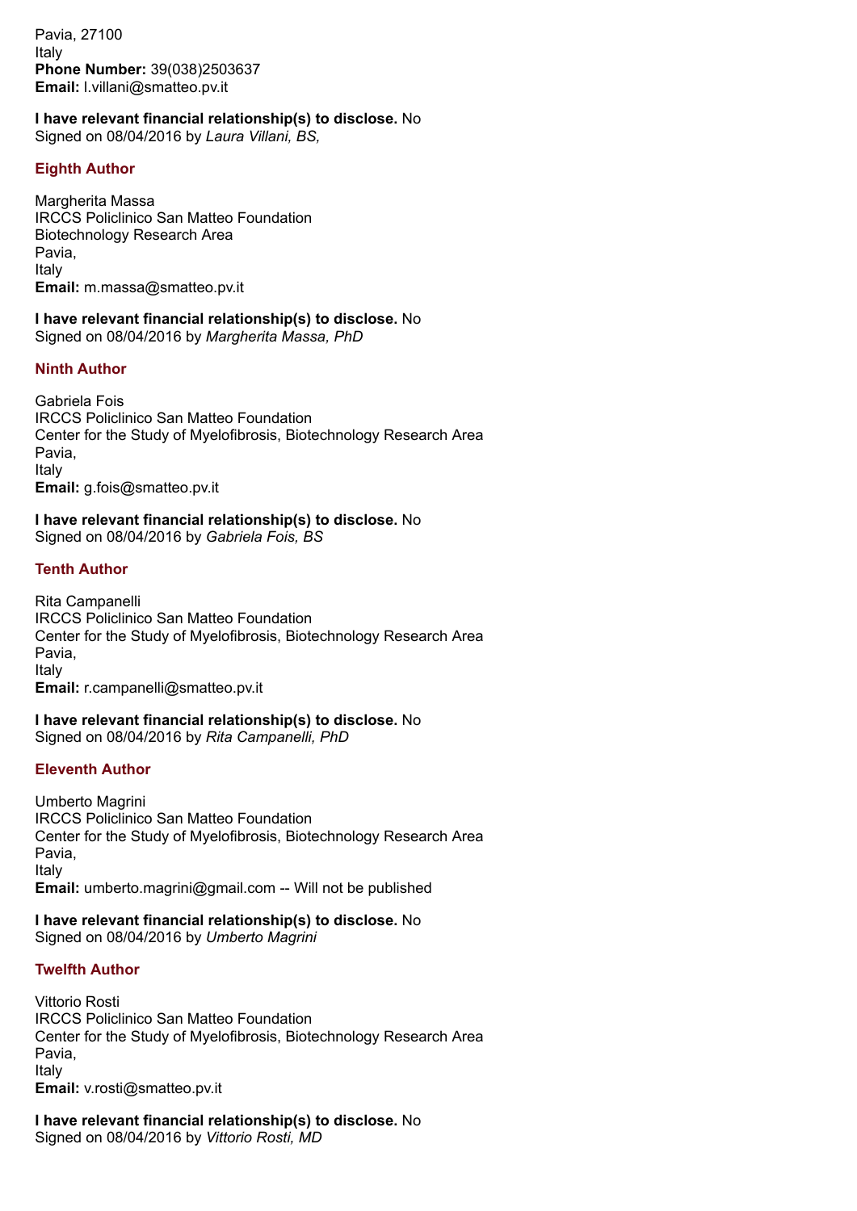Pavia, 27100
Italy
**Phone Number:** 39(038)2503637
**Email:** l.villani@smatteo.pv.it

**I have relevant financial relationship(s) to disclose.** No
Signed on 08/04/2016 by *Laura Villani, BS,*

### Eighth Author

Margherita Massa
IRCCS Policlinico San Matteo Foundation
Biotechnology Research Area
Pavia,
Italy
**Email:** m.massa@smatteo.pv.it

**I have relevant financial relationship(s) to disclose.** No
Signed on 08/04/2016 by *Margherita Massa, PhD*

### Ninth Author

Gabriela Fois
IRCCS Policlinico San Matteo Foundation
Center for the Study of Myelofibrosis, Biotechnology Research Area
Pavia,
Italy
**Email:** g.fois@smatteo.pv.it

**I have relevant financial relationship(s) to disclose.** No
Signed on 08/04/2016 by *Gabriela Fois, BS*

### Tenth Author

Rita Campanelli
IRCCS Policlinico San Matteo Foundation
Center for the Study of Myelofibrosis, Biotechnology Research Area
Pavia,
Italy
**Email:** r.campanelli@smatteo.pv.it

**I have relevant financial relationship(s) to disclose.** No
Signed on 08/04/2016 by *Rita Campanelli, PhD*

### Eleventh Author

Umberto Magrini
IRCCS Policlinico San Matteo Foundation
Center for the Study of Myelofibrosis, Biotechnology Research Area
Pavia,
Italy
**Email:** umberto.magrini@gmail.com -- Will not be published

**I have relevant financial relationship(s) to disclose.** No
Signed on 08/04/2016 by *Umberto Magrini*

### Twelfth Author

Vittorio Rosti
IRCCS Policlinico San Matteo Foundation
Center for the Study of Myelofibrosis, Biotechnology Research Area
Pavia,
Italy
**Email:** v.rosti@smatteo.pv.it

**I have relevant financial relationship(s) to disclose.** No
Signed on 08/04/2016 by *Vittorio Rosti, MD*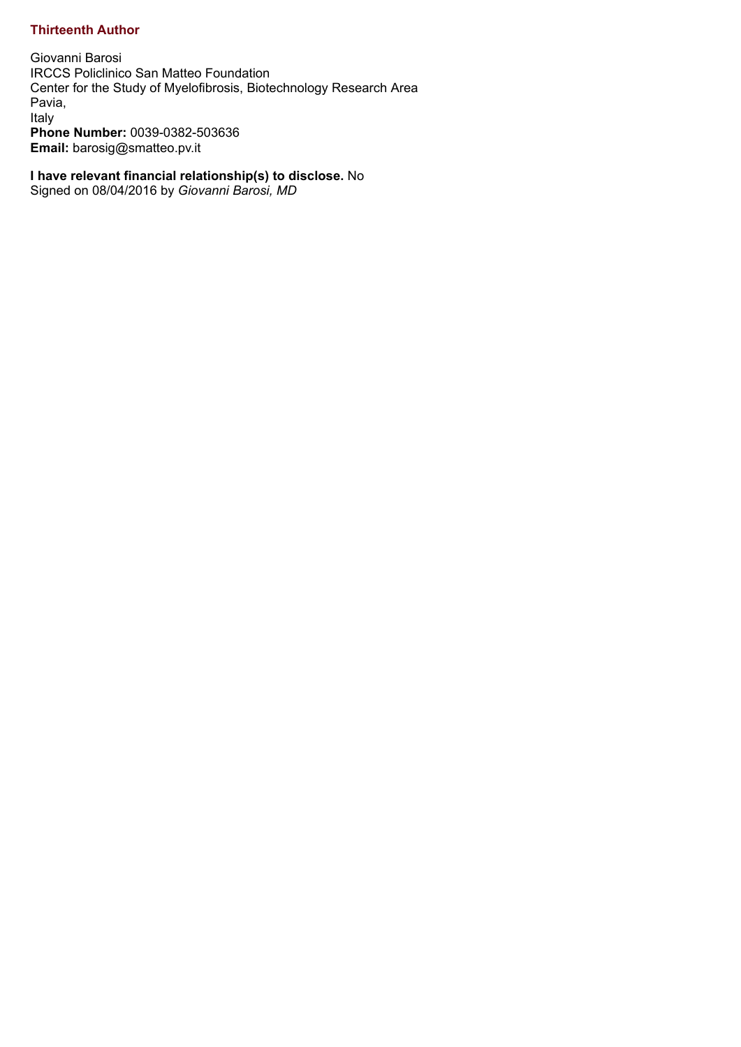### Thirteenth Author

Giovanni Barosi
IRCCS Policlinico San Matteo Foundation
Center for the Study of Myelofibrosis, Biotechnology Research Area
Pavia,
Italy
**Phone Number:** 0039-0382-503636
**Email:** barosig@smatteo.pv.it

**I have relevant financial relationship(s) to disclose.** No
Signed on 08/04/2016 by *Giovanni Barosi, MD*